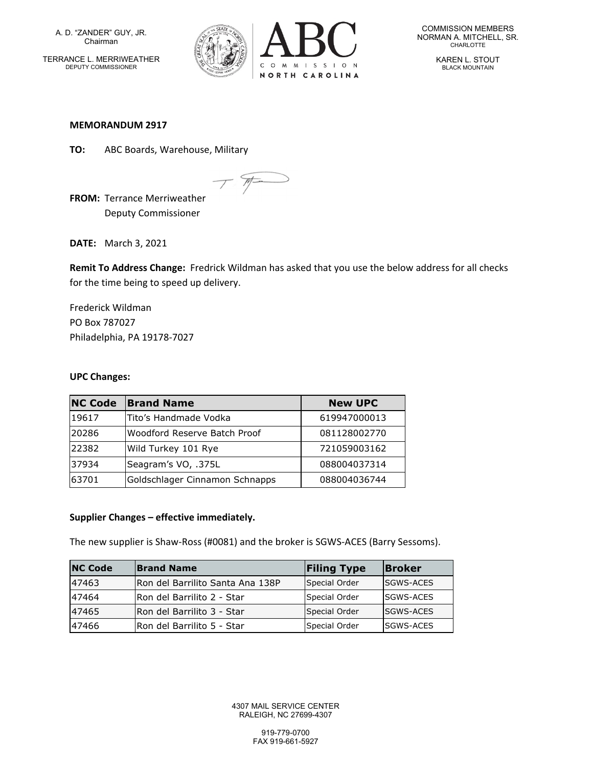A. D. "ZANDER" GUY, JR.
Chairman

TERRANCE L. MERRIWEATHER
DEPUTY COMMISSIONER

ABC COMMISSION NORTH CAROLINA

COMMISSION MEMBERS
NORMAN A. MITCHELL, SR.
CHARLOTTE

KAREN L. STOUT
BLACK MOUNTAIN

**MEMORANDUM 2917**

**TO:** ABC Boards, Warehouse, Military

**FROM:** Terrance Merriweather
Deputy Commissioner

**DATE:** March 3, 2021

**Remit To Address Change:** Fredrick Wildman has asked that you use the below address for all checks for the time being to speed up delivery.

Frederick Wildman
PO Box 787027
Philadelphia, PA 19178-7027

**UPC Changes:**

| NC Code | Brand Name | New UPC |
|---|---|---|
| 19617 | Tito's Handmade Vodka | 619947000013 |
| 20286 | Woodford Reserve Batch Proof | 081128002770 |
| 22382 | Wild Turkey 101 Rye | 721059003162 |
| 37934 | Seagram's VO, .375L | 088004037314 |
| 63701 | Goldschlager Cinnamon Schnapps | 088004036744 |

**Supplier Changes – effective immediately.**

The new supplier is Shaw-Ross (#0081) and the broker is SGWS-ACES (Barry Sessoms).

| NC Code | Brand Name | Filing Type | Broker |
|---|---|---|---|
| 47463 | Ron del Barrilito Santa Ana 138P | Special Order | SGWS-ACES |
| 47464 | Ron del Barrilito 2 - Star | Special Order | SGWS-ACES |
| 47465 | Ron del Barrilito 3 - Star | Special Order | SGWS-ACES |
| 47466 | Ron del Barrilito 5 - Star | Special Order | SGWS-ACES |

4307 MAIL SERVICE CENTER
RALEIGH, NC 27699-4307

919-779-0700
FAX 919-661-5927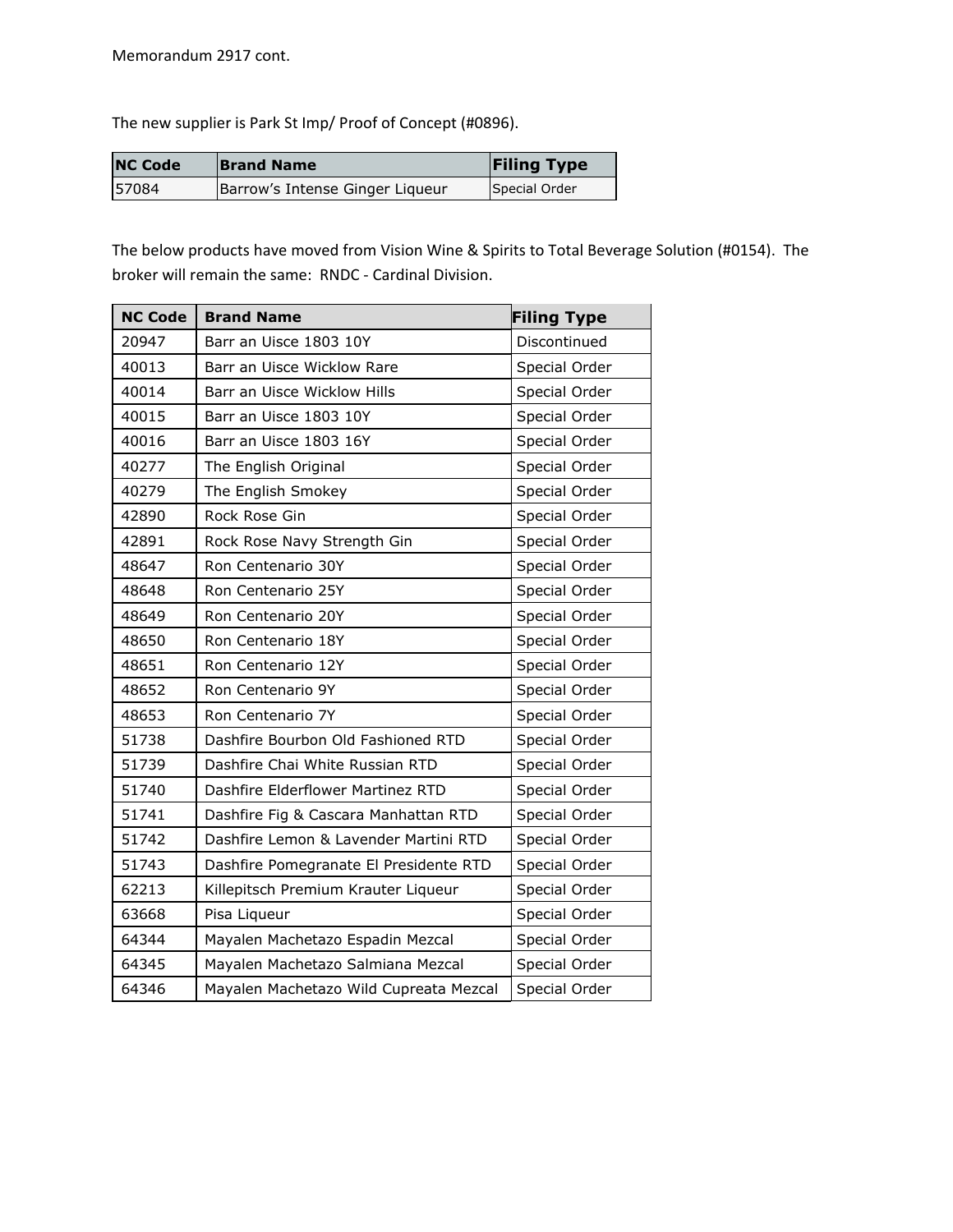Memorandum 2917 cont.

The new supplier is Park St Imp/ Proof of Concept (#0896).

| NC Code | Brand Name | Filing Type |
| --- | --- | --- |
| 57084 | Barrow's Intense Ginger Liqueur | Special Order |

The below products have moved from Vision Wine & Spirits to Total Beverage Solution (#0154). The broker will remain the same: RNDC - Cardinal Division.

| NC Code | Brand Name | Filing Type |
| --- | --- | --- |
| 20947 | Barr an Uisce 1803 10Y | Discontinued |
| 40013 | Barr an Uisce Wicklow Rare | Special Order |
| 40014 | Barr an Uisce Wicklow Hills | Special Order |
| 40015 | Barr an Uisce 1803 10Y | Special Order |
| 40016 | Barr an Uisce 1803 16Y | Special Order |
| 40277 | The English Original | Special Order |
| 40279 | The English Smokey | Special Order |
| 42890 | Rock Rose Gin | Special Order |
| 42891 | Rock Rose Navy Strength Gin | Special Order |
| 48647 | Ron Centenario 30Y | Special Order |
| 48648 | Ron Centenario 25Y | Special Order |
| 48649 | Ron Centenario 20Y | Special Order |
| 48650 | Ron Centenario 18Y | Special Order |
| 48651 | Ron Centenario 12Y | Special Order |
| 48652 | Ron Centenario 9Y | Special Order |
| 48653 | Ron Centenario 7Y | Special Order |
| 51738 | Dashfire Bourbon Old Fashioned RTD | Special Order |
| 51739 | Dashfire Chai White Russian RTD | Special Order |
| 51740 | Dashfire Elderflower Martinez RTD | Special Order |
| 51741 | Dashfire Fig & Cascara Manhattan RTD | Special Order |
| 51742 | Dashfire Lemon & Lavender Martini RTD | Special Order |
| 51743 | Dashfire Pomegranate El Presidente RTD | Special Order |
| 62213 | Killepitsch Premium Krauter Liqueur | Special Order |
| 63668 | Pisa Liqueur | Special Order |
| 64344 | Mayalen Machetazo Espadin Mezcal | Special Order |
| 64345 | Mayalen Machetazo Salmiana Mezcal | Special Order |
| 64346 | Mayalen Machetazo Wild Cupreata Mezcal | Special Order |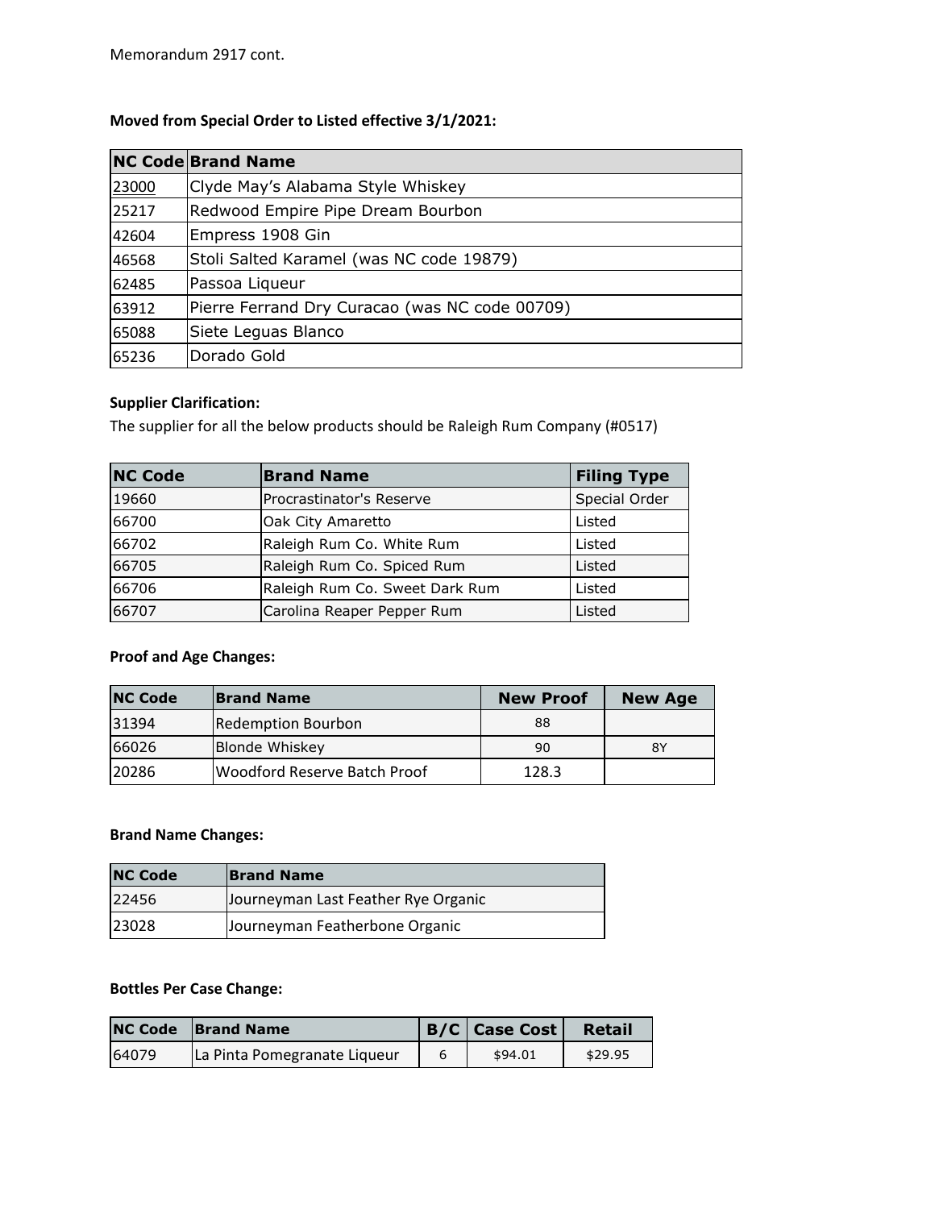Memorandum 2917 cont.

**Moved from Special Order to Listed effective 3/1/2021:**

| NC Code | Brand Name |
|---|---|
| 23000 | Clyde May's Alabama Style Whiskey |
| 25217 | Redwood Empire Pipe Dream Bourbon |
| 42604 | Empress 1908 Gin |
| 46568 | Stoli Salted Karamel (was NC code 19879) |
| 62485 | Passoa Liqueur |
| 63912 | Pierre Ferrand Dry Curacao (was NC code 00709) |
| 65088 | Siete Leguas Blanco |
| 65236 | Dorado Gold |

**Supplier Clarification:**

The supplier for all the below products should be Raleigh Rum Company (#0517)

| NC Code | Brand Name | Filing Type |
|---|---|---|
| 19660 | Procrastinator's Reserve | Special Order |
| 66700 | Oak City Amaretto | Listed |
| 66702 | Raleigh Rum Co. White Rum | Listed |
| 66705 | Raleigh Rum Co. Spiced Rum | Listed |
| 66706 | Raleigh Rum Co. Sweet Dark Rum | Listed |
| 66707 | Carolina Reaper Pepper Rum | Listed |

**Proof and Age Changes:**

| NC Code | Brand Name | New Proof | New Age |
|---|---|---|---|
| 31394 | Redemption Bourbon | 88 | |
| 66026 | Blonde Whiskey | 90 | 8Y |
| 20286 | Woodford Reserve Batch Proof | 128.3 | |

**Brand Name Changes:**

| NC Code | Brand Name |
|---|---|
| 22456 | Journeyman Last Feather Rye Organic |
| 23028 | Journeyman Featherbone Organic |

**Bottles Per Case Change:**

| NC Code | Brand Name | B/C | Case Cost | Retail |
|---|---|---|---|---|
| 64079 | La Pinta Pomegranate Liqueur | 6 | $94.01 | $29.95 |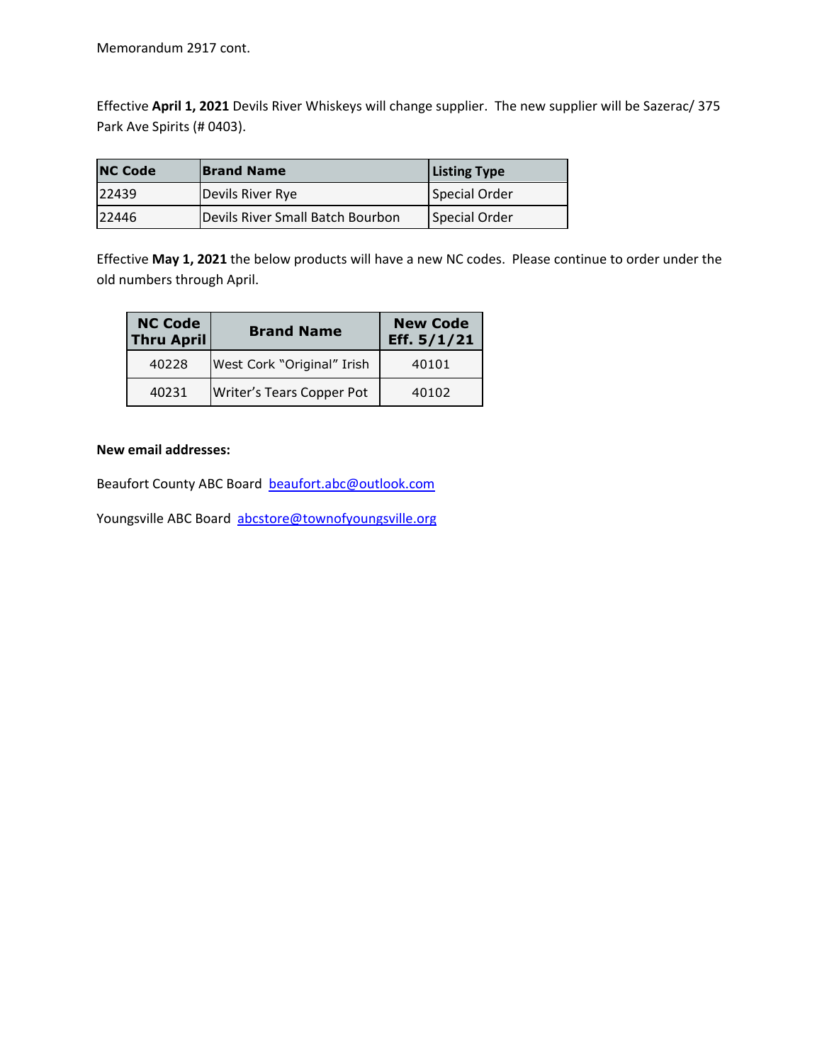Memorandum 2917 cont.

Effective **April 1, 2021** Devils River Whiskeys will change supplier. The new supplier will be Sazerac/ 375 Park Ave Spirits (# 0403).

| NC Code | Brand Name | Listing Type |
|---|---|---|
| 22439 | Devils River Rye | Special Order |
| 22446 | Devils River Small Batch Bourbon | Special Order |

Effective **May 1, 2021** the below products will have a new NC codes. Please continue to order under the old numbers through April.

| NC Code Thru April | Brand Name | New Code Eff. 5/1/21 |
|---|---|---|
| 40228 | West Cork "Original" Irish | 40101 |
| 40231 | Writer's Tears Copper Pot | 40102 |

**New email addresses:**

Beaufort County ABC Board beaufort.abc@outlook.com

Youngsville ABC Board abcstore@townofyoungsville.org